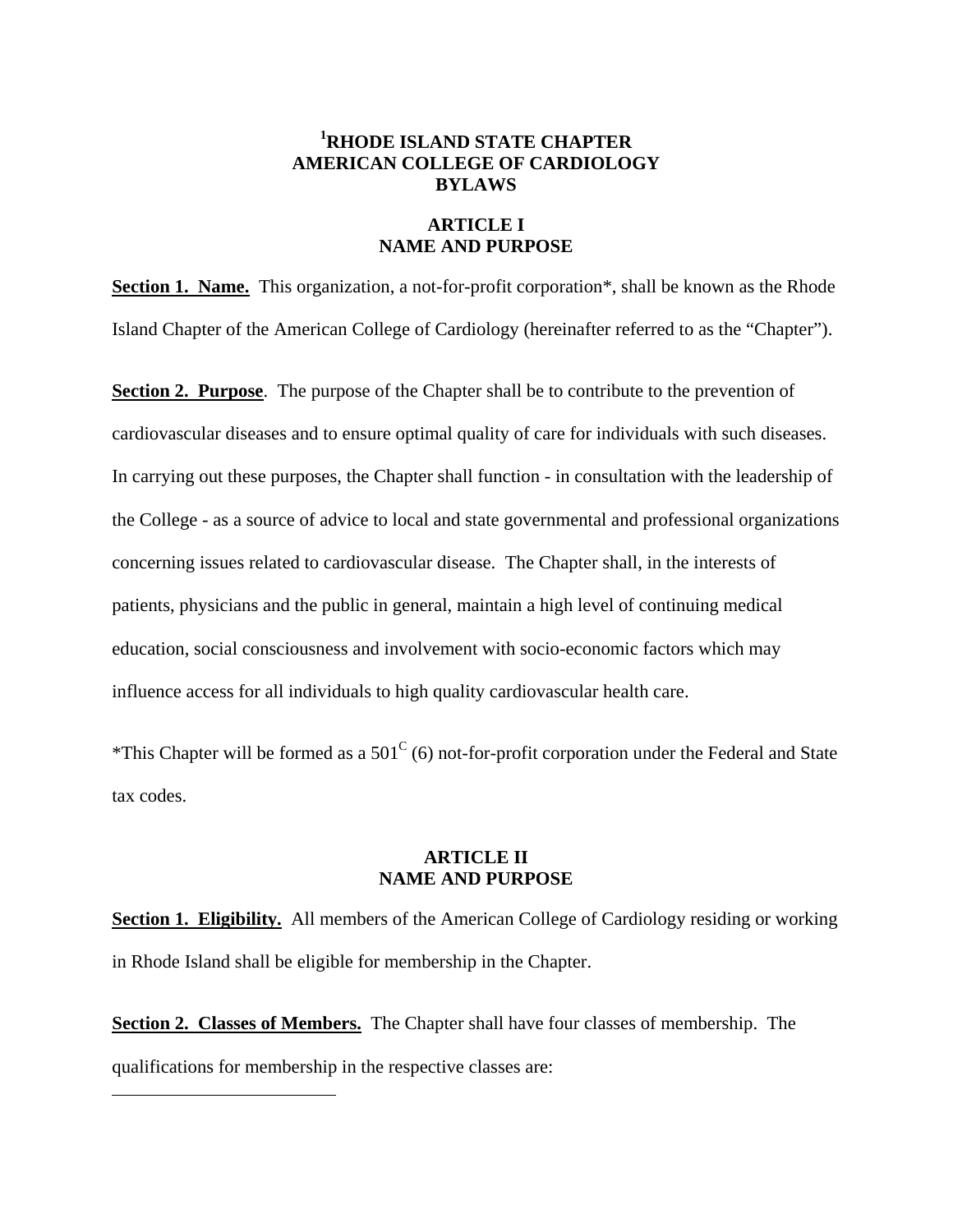# [1]RHODE ISLAND STATE CHAPTER AMERICAN COLLEGE OF CARDIOLOGY BYLAWS

## ARTICLE I NAME AND PURPOSE

**Section 1. Name.** This organization, a not-for-profit corporation*, shall be known as the Rhode Island Chapter of the American College of Cardiology (hereinafter referred to as the "Chapter").

**Section 2. Purpose**. The purpose of the Chapter shall be to contribute to the prevention of cardiovascular diseases and to ensure optimal quality of care for individuals with such diseases. In carrying out these purposes, the Chapter shall function - in consultation with the leadership of the College - as a source of advice to local and state governmental and professional organizations concerning issues related to cardiovascular disease. The Chapter shall, in the interests of patients, physicians and the public in general, maintain a high level of continuing medical education, social consciousness and involvement with socio-economic factors which may influence access for all individuals to high quality cardiovascular health care.

*This Chapter will be formed as a 501[C] (6) not-for-profit corporation under the Federal and State tax codes.

## ARTICLE II NAME AND PURPOSE

**Section 1. Eligibility.** All members of the American College of Cardiology residing or working in Rhode Island shall be eligible for membership in the Chapter.

**Section 2. Classes of Members.** The Chapter shall have four classes of membership. The qualifications for membership in the respective classes are: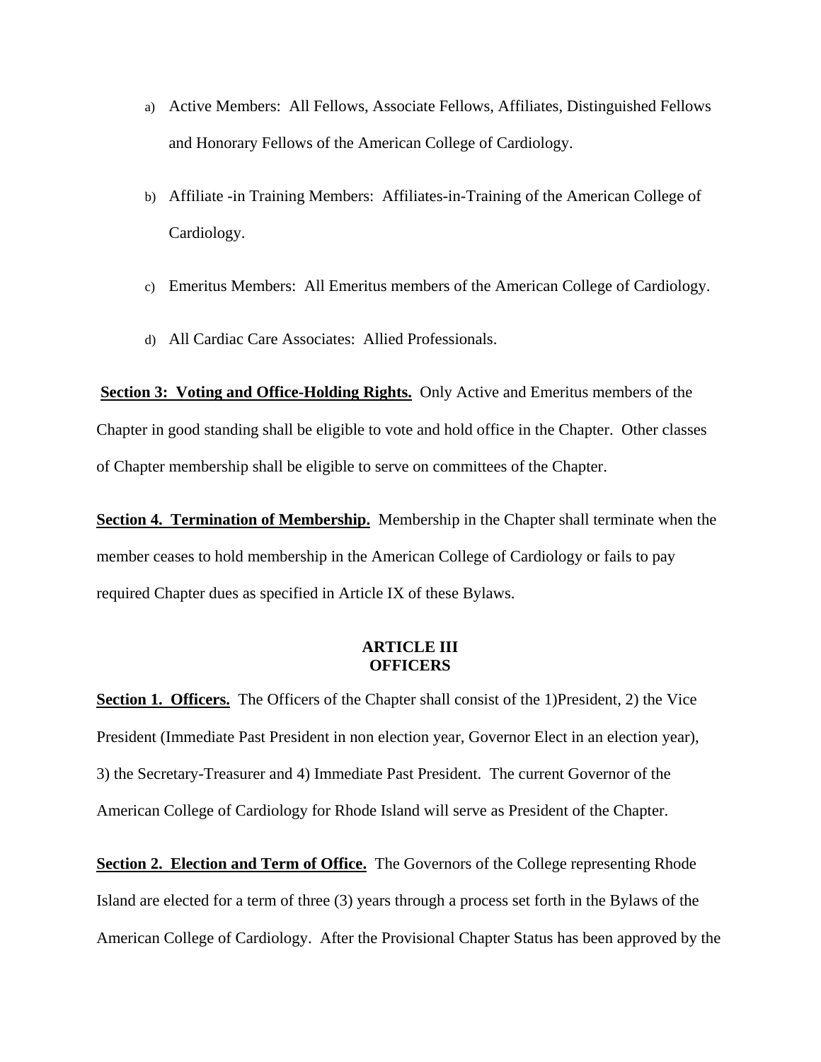a) Active Members: All Fellows, Associate Fellows, Affiliates, Distinguished Fellows and Honorary Fellows of the American College of Cardiology.

b) Affiliate -in Training Members: Affiliates-in-Training of the American College of Cardiology.

c) Emeritus Members: All Emeritus members of the American College of Cardiology.

d) All Cardiac Care Associates: Allied Professionals.

**Section 3: Voting and Office-Holding Rights.** Only Active and Emeritus members of the Chapter in good standing shall be eligible to vote and hold office in the Chapter. Other classes of Chapter membership shall be eligible to serve on committees of the Chapter.

**Section 4. Termination of Membership.** Membership in the Chapter shall terminate when the member ceases to hold membership in the American College of Cardiology or fails to pay required Chapter dues as specified in Article IX of these Bylaws.

## ARTICLE III
## OFFICERS

**Section 1. Officers.** The Officers of the Chapter shall consist of the 1)President, 2) the Vice President (Immediate Past President in non election year, Governor Elect in an election year), 3) the Secretary-Treasurer and 4) Immediate Past President. The current Governor of the American College of Cardiology for Rhode Island will serve as President of the Chapter.

**Section 2. Election and Term of Office.** The Governors of the College representing Rhode Island are elected for a term of three (3) years through a process set forth in the Bylaws of the American College of Cardiology. After the Provisional Chapter Status has been approved by the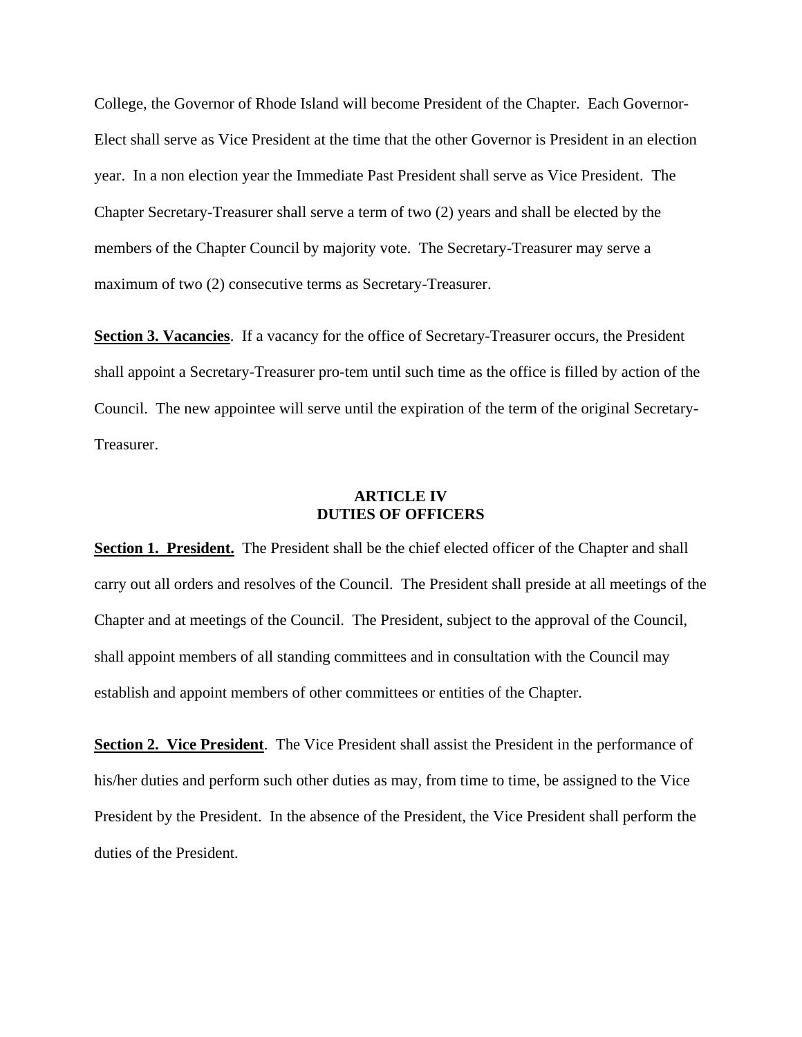College, the Governor of Rhode Island will become President of the Chapter. Each Governor-Elect shall serve as Vice President at the time that the other Governor is President in an election year. In a non election year the Immediate Past President shall serve as Vice President. The Chapter Secretary-Treasurer shall serve a term of two (2) years and shall be elected by the members of the Chapter Council by majority vote. The Secretary-Treasurer may serve a maximum of two (2) consecutive terms as Secretary-Treasurer.

**Section 3. Vacancies**. If a vacancy for the office of Secretary-Treasurer occurs, the President shall appoint a Secretary-Treasurer pro-tem until such time as the office is filled by action of the Council. The new appointee will serve until the expiration of the term of the original Secretary-Treasurer.

## ARTICLE IV
## DUTIES OF OFFICERS

**Section 1. President.** The President shall be the chief elected officer of the Chapter and shall carry out all orders and resolves of the Council. The President shall preside at all meetings of the Chapter and at meetings of the Council. The President, subject to the approval of the Council, shall appoint members of all standing committees and in consultation with the Council may establish and appoint members of other committees or entities of the Chapter.

**Section 2. Vice President**. The Vice President shall assist the President in the performance of his/her duties and perform such other duties as may, from time to time, be assigned to the Vice President by the President. In the absence of the President, the Vice President shall perform the duties of the President.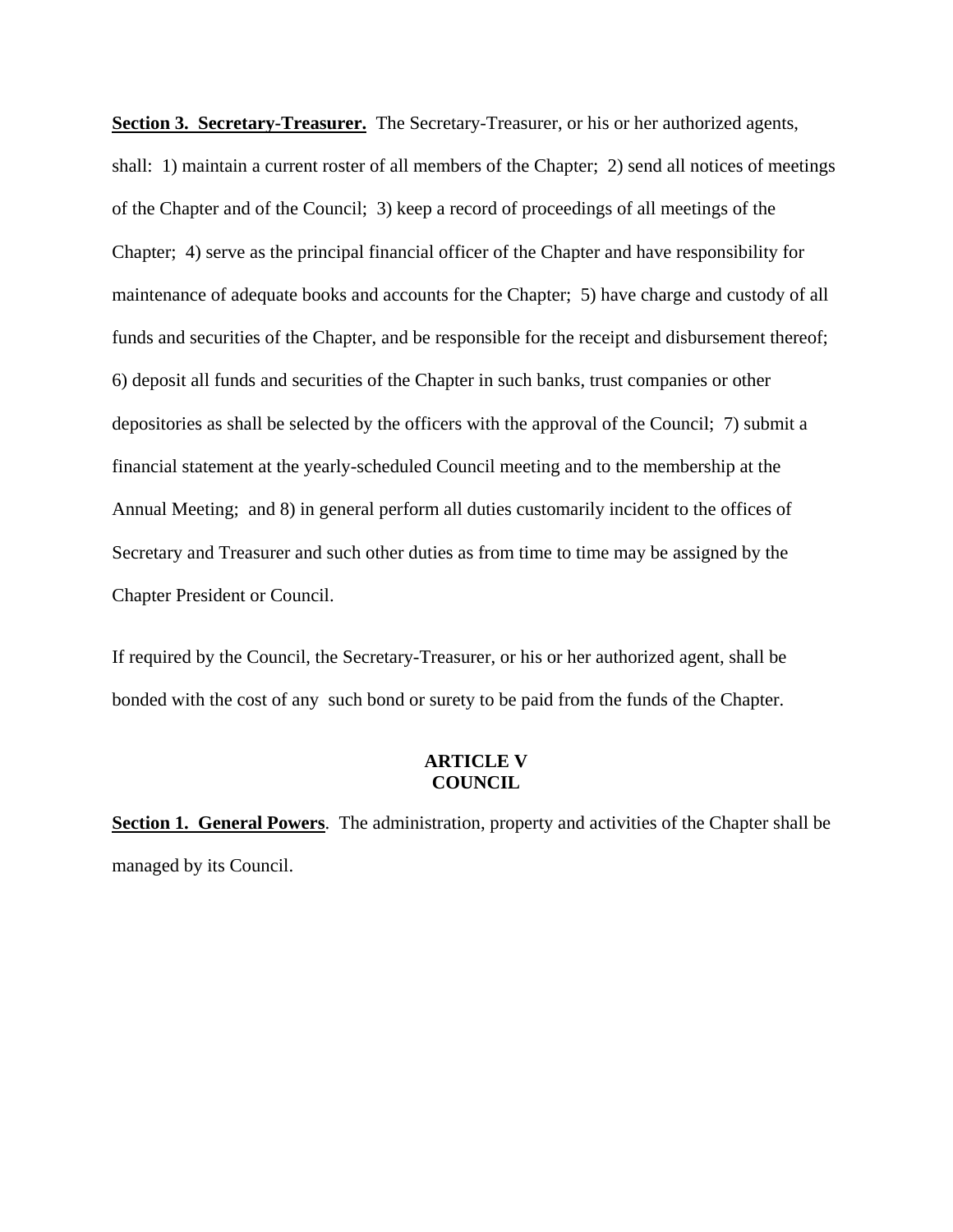**Section 3. Secretary-Treasurer.** The Secretary-Treasurer, or his or her authorized agents, shall: 1) maintain a current roster of all members of the Chapter; 2) send all notices of meetings of the Chapter and of the Council; 3) keep a record of proceedings of all meetings of the Chapter; 4) serve as the principal financial officer of the Chapter and have responsibility for maintenance of adequate books and accounts for the Chapter; 5) have charge and custody of all funds and securities of the Chapter, and be responsible for the receipt and disbursement thereof; 6) deposit all funds and securities of the Chapter in such banks, trust companies or other depositories as shall be selected by the officers with the approval of the Council; 7) submit a financial statement at the yearly-scheduled Council meeting and to the membership at the Annual Meeting; and 8) in general perform all duties customarily incident to the offices of Secretary and Treasurer and such other duties as from time to time may be assigned by the Chapter President or Council.

If required by the Council, the Secretary-Treasurer, or his or her authorized agent, shall be bonded with the cost of any such bond or surety to be paid from the funds of the Chapter.

## ARTICLE V
## COUNCIL

**Section 1. General Powers**. The administration, property and activities of the Chapter shall be managed by its Council.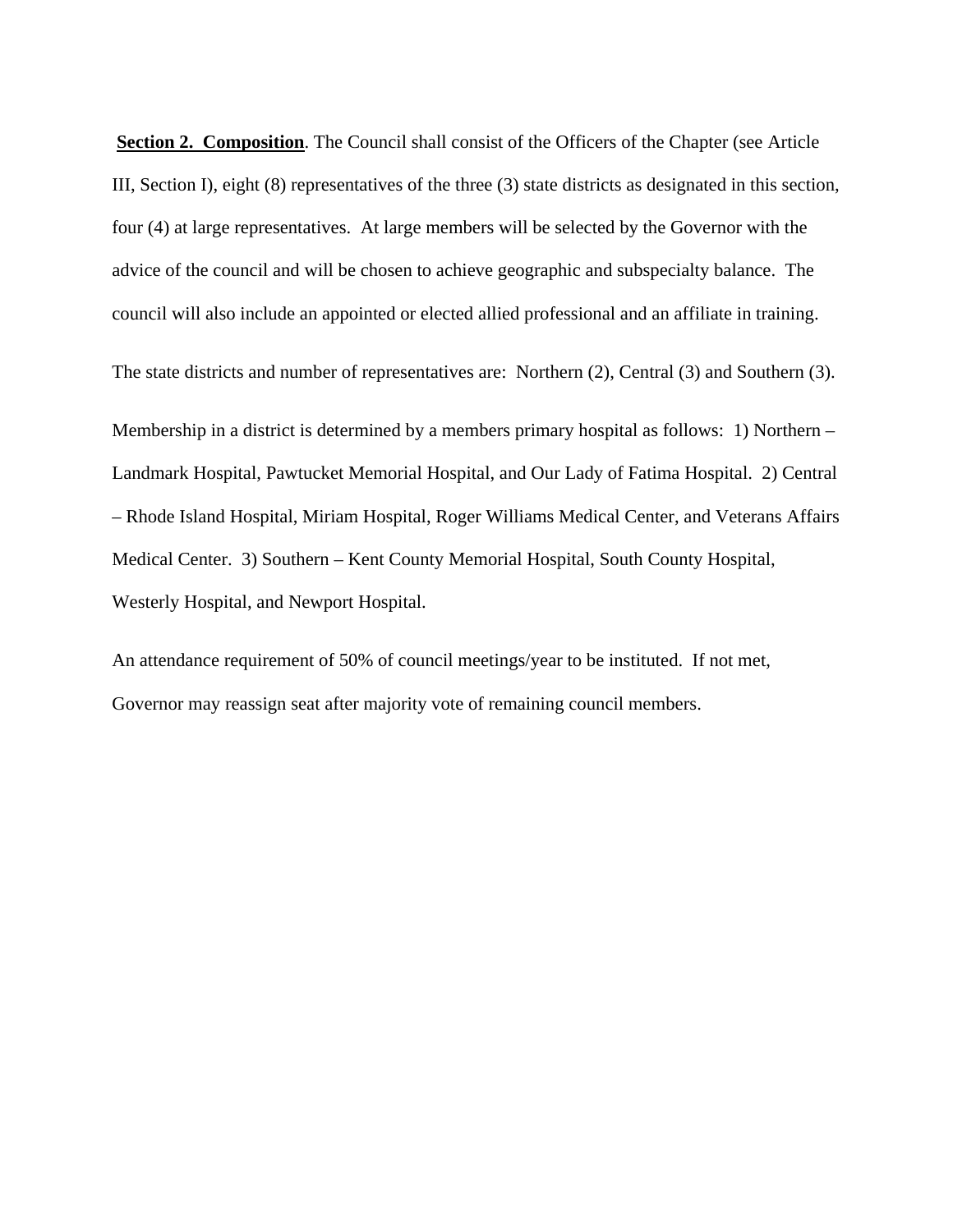**Section 2. Composition**. The Council shall consist of the Officers of the Chapter (see Article III, Section I), eight (8) representatives of the three (3) state districts as designated in this section, four (4) at large representatives. At large members will be selected by the Governor with the advice of the council and will be chosen to achieve geographic and subspecialty balance. The council will also include an appointed or elected allied professional and an affiliate in training.

The state districts and number of representatives are: Northern (2), Central (3) and Southern (3).

Membership in a district is determined by a members primary hospital as follows: 1) Northern – Landmark Hospital, Pawtucket Memorial Hospital, and Our Lady of Fatima Hospital. 2) Central – Rhode Island Hospital, Miriam Hospital, Roger Williams Medical Center, and Veterans Affairs Medical Center. 3) Southern – Kent County Memorial Hospital, South County Hospital, Westerly Hospital, and Newport Hospital.

An attendance requirement of 50% of council meetings/year to be instituted. If not met, Governor may reassign seat after majority vote of remaining council members.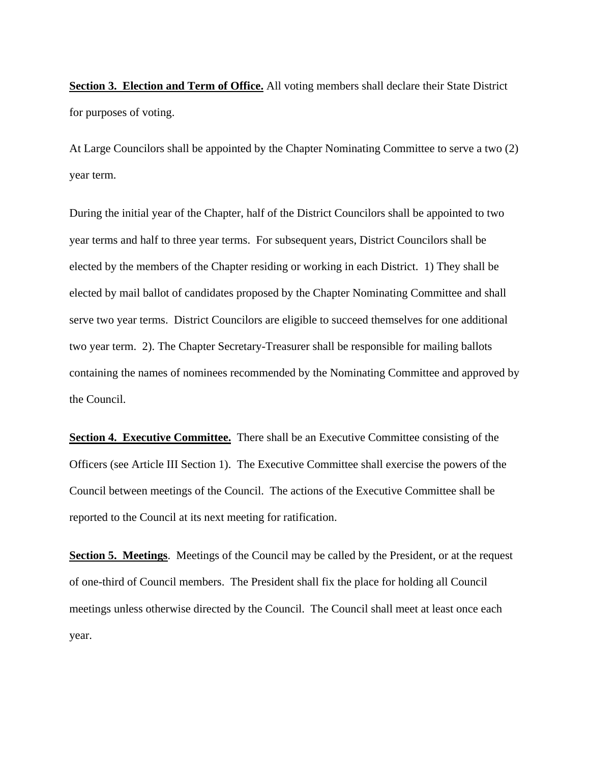**Section 3. Election and Term of Office.** All voting members shall declare their State District for purposes of voting.

At Large Councilors shall be appointed by the Chapter Nominating Committee to serve a two (2) year term.

During the initial year of the Chapter, half of the District Councilors shall be appointed to two year terms and half to three year terms. For subsequent years, District Councilors shall be elected by the members of the Chapter residing or working in each District. 1) They shall be elected by mail ballot of candidates proposed by the Chapter Nominating Committee and shall serve two year terms. District Councilors are eligible to succeed themselves for one additional two year term. 2). The Chapter Secretary-Treasurer shall be responsible for mailing ballots containing the names of nominees recommended by the Nominating Committee and approved by the Council.

**Section 4. Executive Committee.** There shall be an Executive Committee consisting of the Officers (see Article III Section 1). The Executive Committee shall exercise the powers of the Council between meetings of the Council. The actions of the Executive Committee shall be reported to the Council at its next meeting for ratification.

**Section 5. Meetings**. Meetings of the Council may be called by the President, or at the request of one-third of Council members. The President shall fix the place for holding all Council meetings unless otherwise directed by the Council. The Council shall meet at least once each year.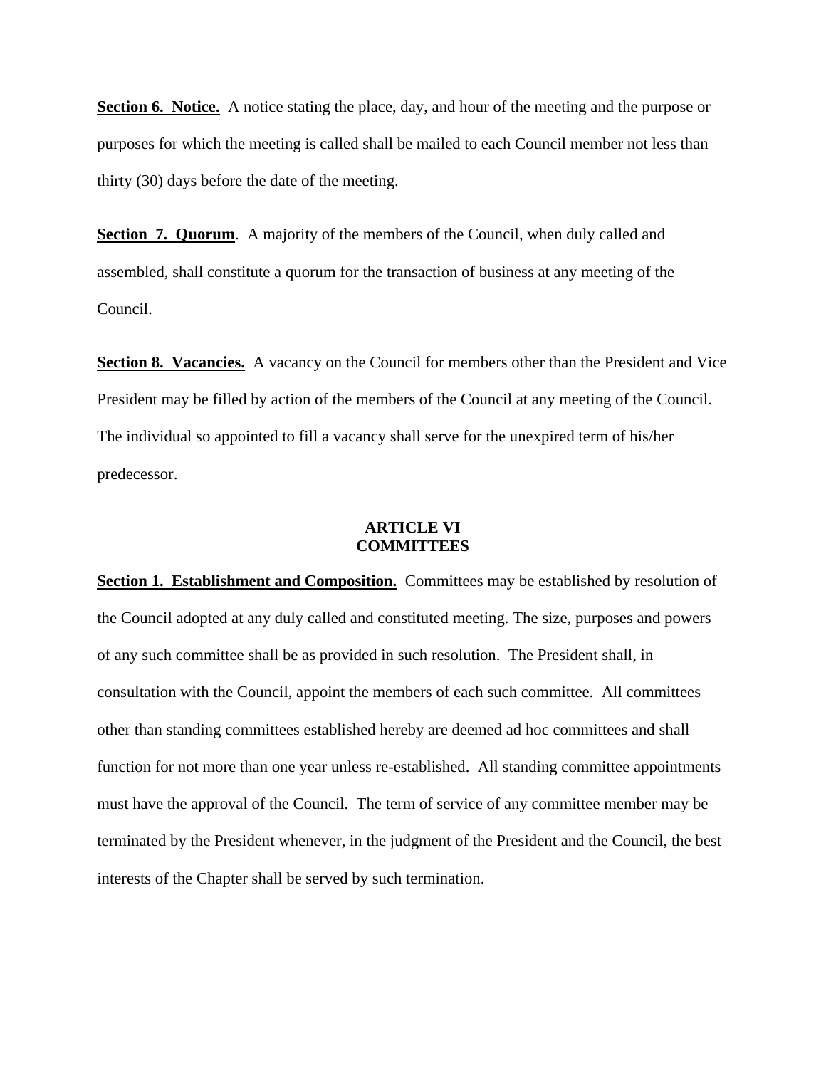**Section 6. Notice.** A notice stating the place, day, and hour of the meeting and the purpose or purposes for which the meeting is called shall be mailed to each Council member not less than thirty (30) days before the date of the meeting.

**Section 7. Quorum**. A majority of the members of the Council, when duly called and assembled, shall constitute a quorum for the transaction of business at any meeting of the Council.

**Section 8. Vacancies.** A vacancy on the Council for members other than the President and Vice President may be filled by action of the members of the Council at any meeting of the Council. The individual so appointed to fill a vacancy shall serve for the unexpired term of his/her predecessor.

## ARTICLE VI
## COMMITTEES

**Section 1. Establishment and Composition.** Committees may be established by resolution of the Council adopted at any duly called and constituted meeting. The size, purposes and powers of any such committee shall be as provided in such resolution. The President shall, in consultation with the Council, appoint the members of each such committee. All committees other than standing committees established hereby are deemed ad hoc committees and shall function for not more than one year unless re-established. All standing committee appointments must have the approval of the Council. The term of service of any committee member may be terminated by the President whenever, in the judgment of the President and the Council, the best interests of the Chapter shall be served by such termination.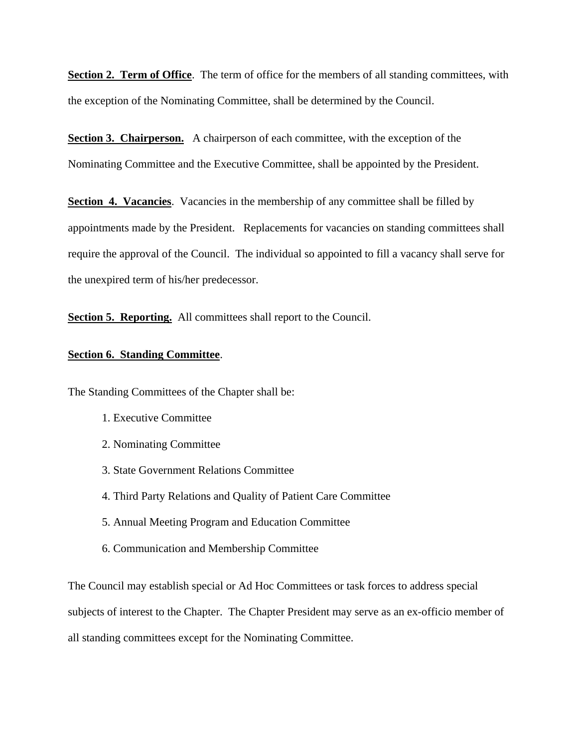**Section 2. Term of Office**. The term of office for the members of all standing committees, with the exception of the Nominating Committee, shall be determined by the Council.

**Section 3. Chairperson.** A chairperson of each committee, with the exception of the Nominating Committee and the Executive Committee, shall be appointed by the President.

**Section 4. Vacancies**. Vacancies in the membership of any committee shall be filled by appointments made by the President. Replacements for vacancies on standing committees shall require the approval of the Council. The individual so appointed to fill a vacancy shall serve for the unexpired term of his/her predecessor.

**Section 5. Reporting.** All committees shall report to the Council.

**Section 6. Standing Committee**.

The Standing Committees of the Chapter shall be:

1. Executive Committee
2. Nominating Committee
3. State Government Relations Committee
4. Third Party Relations and Quality of Patient Care Committee
5. Annual Meeting Program and Education Committee
6. Communication and Membership Committee

The Council may establish special or Ad Hoc Committees or task forces to address special subjects of interest to the Chapter. The Chapter President may serve as an ex-officio member of all standing committees except for the Nominating Committee.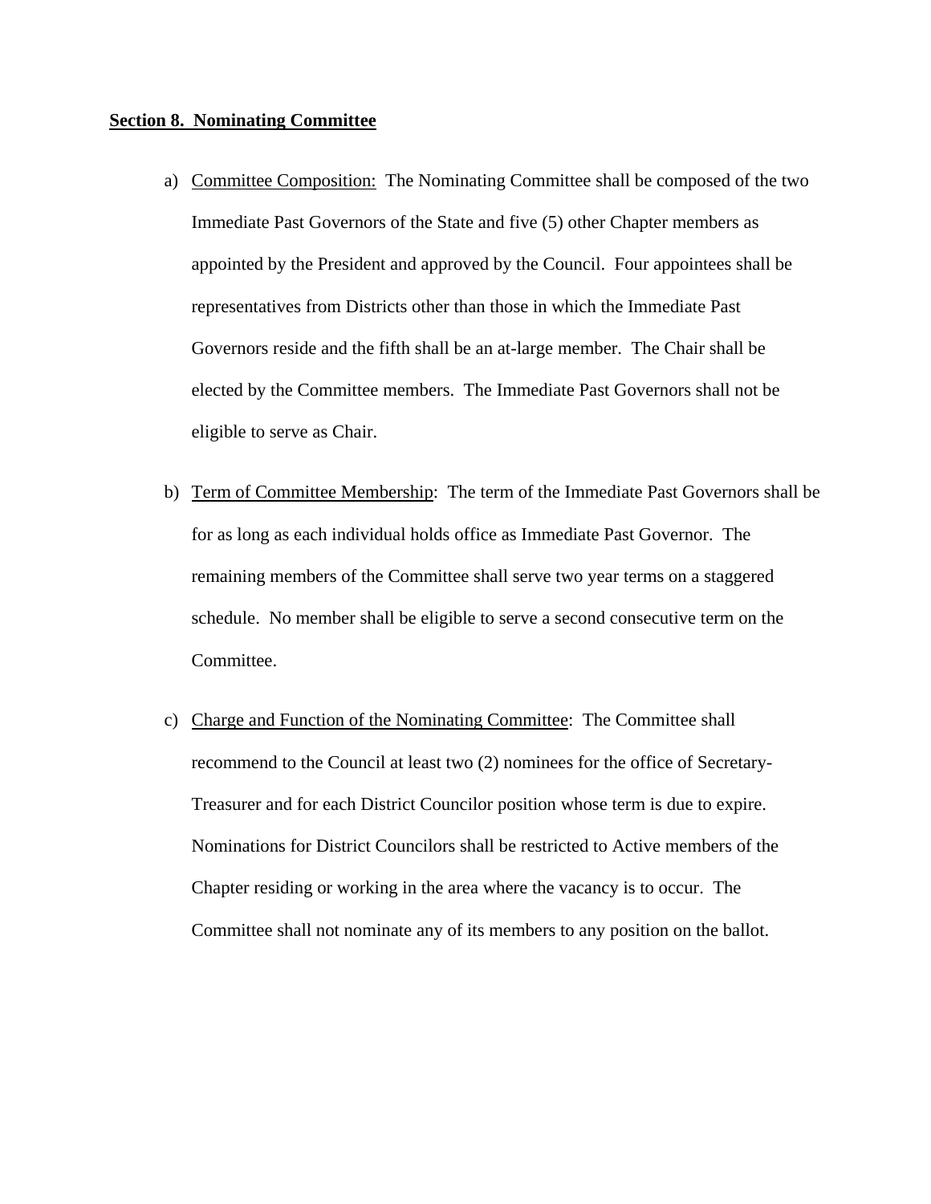**<u>Section 8. Nominating Committee</u>**

a) <u>Committee Composition:</u> The Nominating Committee shall be composed of the two Immediate Past Governors of the State and five (5) other Chapter members as appointed by the President and approved by the Council. Four appointees shall be representatives from Districts other than those in which the Immediate Past Governors reside and the fifth shall be an at-large member. The Chair shall be elected by the Committee members. The Immediate Past Governors shall not be eligible to serve as Chair.

b) <u>Term of Committee Membership</u>: The term of the Immediate Past Governors shall be for as long as each individual holds office as Immediate Past Governor. The remaining members of the Committee shall serve two year terms on a staggered schedule. No member shall be eligible to serve a second consecutive term on the Committee.

c) <u>Charge and Function of the Nominating Committee</u>: The Committee shall recommend to the Council at least two (2) nominees for the office of Secretary-Treasurer and for each District Councilor position whose term is due to expire. Nominations for District Councilors shall be restricted to Active members of the Chapter residing or working in the area where the vacancy is to occur. The Committee shall not nominate any of its members to any position on the ballot.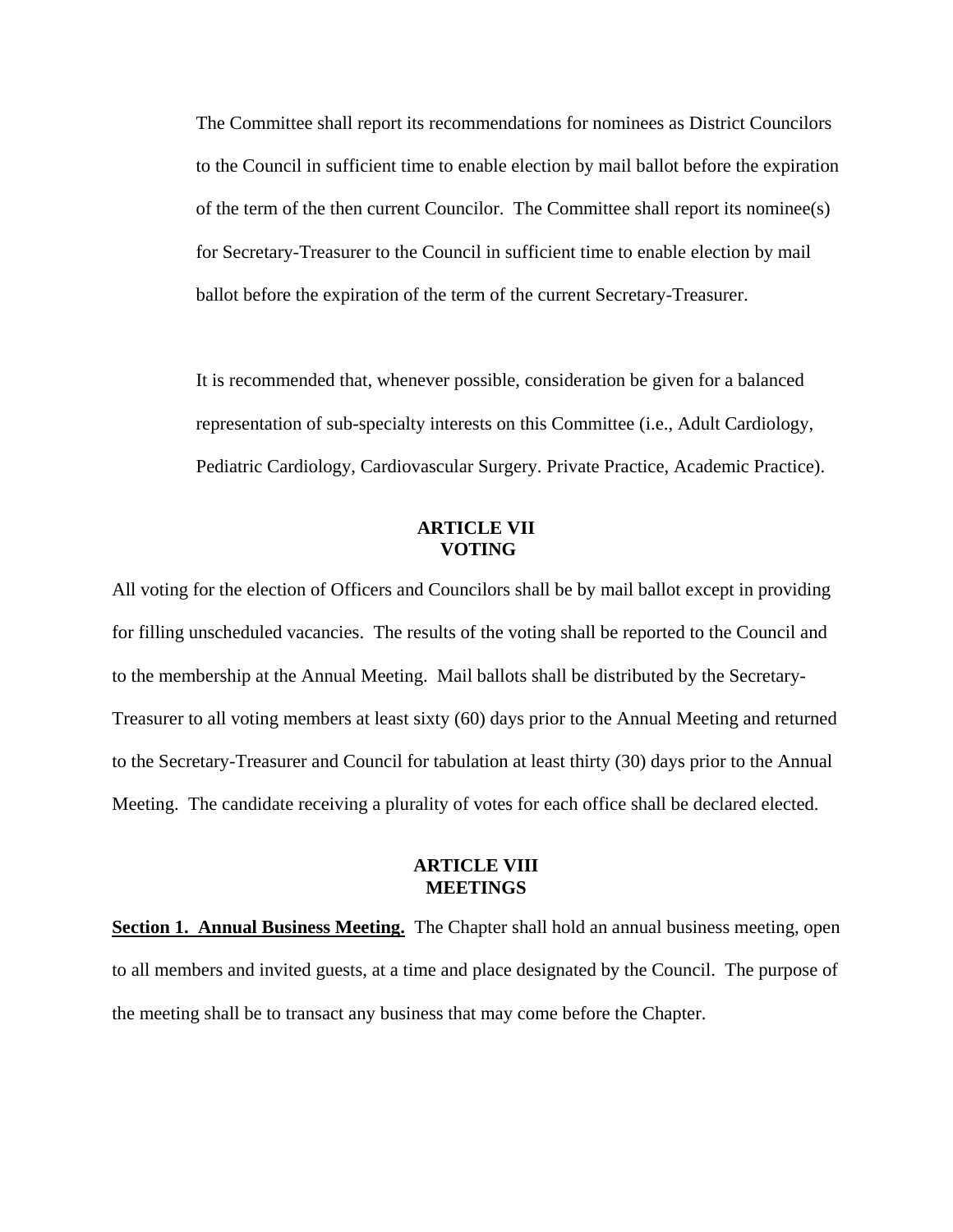The Committee shall report its recommendations for nominees as District Councilors to the Council in sufficient time to enable election by mail ballot before the expiration of the term of the then current Councilor. The Committee shall report its nominee(s) for Secretary-Treasurer to the Council in sufficient time to enable election by mail ballot before the expiration of the term of the current Secretary-Treasurer.

It is recommended that, whenever possible, consideration be given for a balanced representation of sub-specialty interests on this Committee (i.e., Adult Cardiology, Pediatric Cardiology, Cardiovascular Surgery. Private Practice, Academic Practice).

## ARTICLE VII
## VOTING

All voting for the election of Officers and Councilors shall be by mail ballot except in providing for filling unscheduled vacancies. The results of the voting shall be reported to the Council and to the membership at the Annual Meeting. Mail ballots shall be distributed by the Secretary-Treasurer to all voting members at least sixty (60) days prior to the Annual Meeting and returned to the Secretary-Treasurer and Council for tabulation at least thirty (30) days prior to the Annual Meeting. The candidate receiving a plurality of votes for each office shall be declared elected.

## ARTICLE VIII
## MEETINGS

**Section 1. Annual Business Meeting.** The Chapter shall hold an annual business meeting, open to all members and invited guests, at a time and place designated by the Council. The purpose of the meeting shall be to transact any business that may come before the Chapter.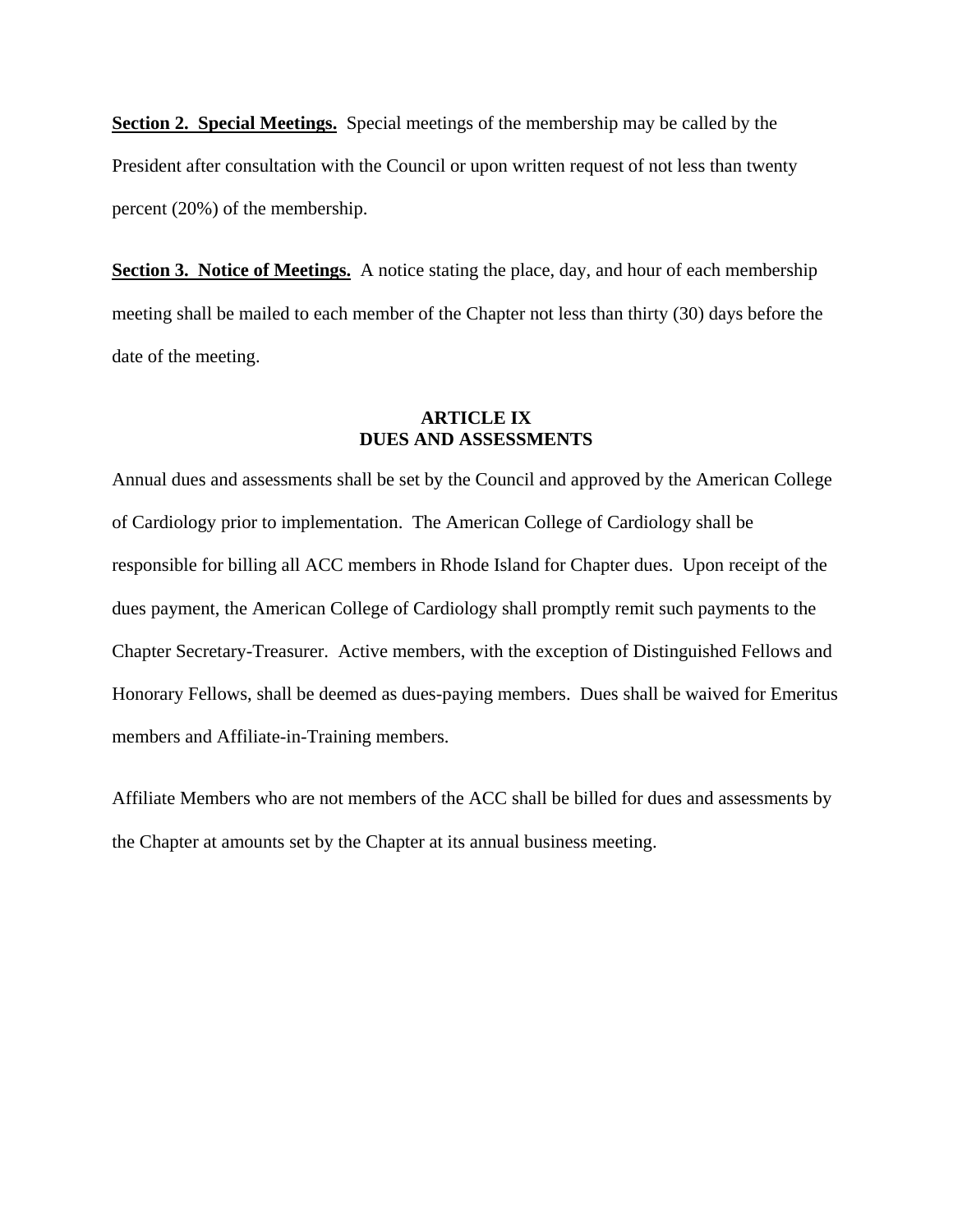**<u>Section 2. Special Meetings.</u>** Special meetings of the membership may be called by the President after consultation with the Council or upon written request of not less than twenty percent (20%) of the membership.

**<u>Section 3. Notice of Meetings.</u>** A notice stating the place, day, and hour of each membership meeting shall be mailed to each member of the Chapter not less than thirty (30) days before the date of the meeting.

## ARTICLE IX
## DUES AND ASSESSMENTS

Annual dues and assessments shall be set by the Council and approved by the American College of Cardiology prior to implementation. The American College of Cardiology shall be responsible for billing all ACC members in Rhode Island for Chapter dues. Upon receipt of the dues payment, the American College of Cardiology shall promptly remit such payments to the Chapter Secretary-Treasurer. Active members, with the exception of Distinguished Fellows and Honorary Fellows, shall be deemed as dues-paying members. Dues shall be waived for Emeritus members and Affiliate-in-Training members.

Affiliate Members who are not members of the ACC shall be billed for dues and assessments by the Chapter at amounts set by the Chapter at its annual business meeting.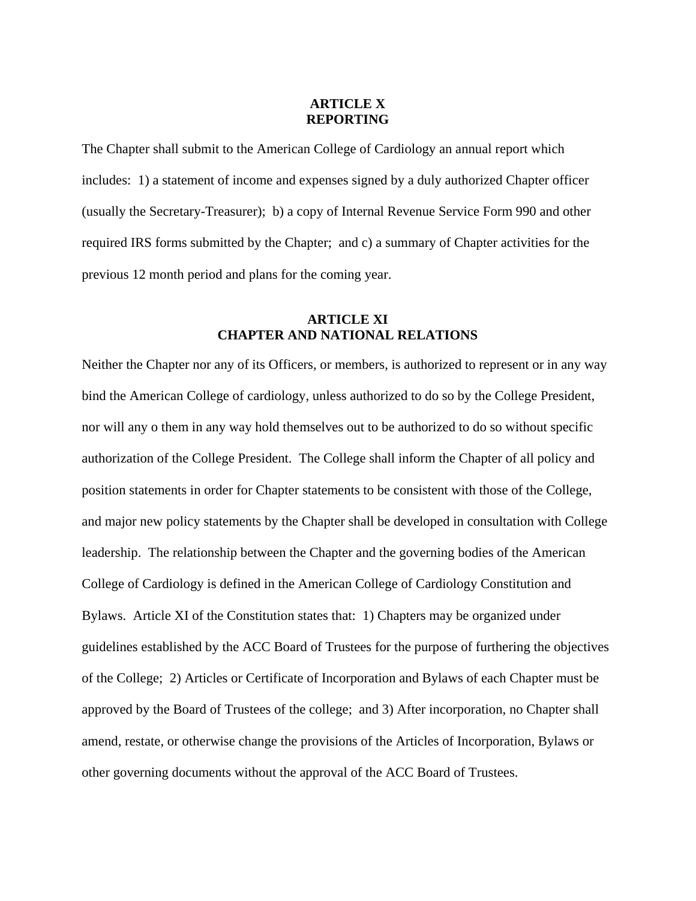## ARTICLE X
## REPORTING

The Chapter shall submit to the American College of Cardiology an annual report which includes: 1) a statement of income and expenses signed by a duly authorized Chapter officer (usually the Secretary-Treasurer); b) a copy of Internal Revenue Service Form 990 and other required IRS forms submitted by the Chapter; and c) a summary of Chapter activities for the previous 12 month period and plans for the coming year.

## ARTICLE XI
## CHAPTER AND NATIONAL RELATIONS

Neither the Chapter nor any of its Officers, or members, is authorized to represent or in any way bind the American College of cardiology, unless authorized to do so by the College President, nor will any o them in any way hold themselves out to be authorized to do so without specific authorization of the College President. The College shall inform the Chapter of all policy and position statements in order for Chapter statements to be consistent with those of the College, and major new policy statements by the Chapter shall be developed in consultation with College leadership. The relationship between the Chapter and the governing bodies of the American College of Cardiology is defined in the American College of Cardiology Constitution and Bylaws. Article XI of the Constitution states that: 1) Chapters may be organized under guidelines established by the ACC Board of Trustees for the purpose of furthering the objectives of the College; 2) Articles or Certificate of Incorporation and Bylaws of each Chapter must be approved by the Board of Trustees of the college; and 3) After incorporation, no Chapter shall amend, restate, or otherwise change the provisions of the Articles of Incorporation, Bylaws or other governing documents without the approval of the ACC Board of Trustees.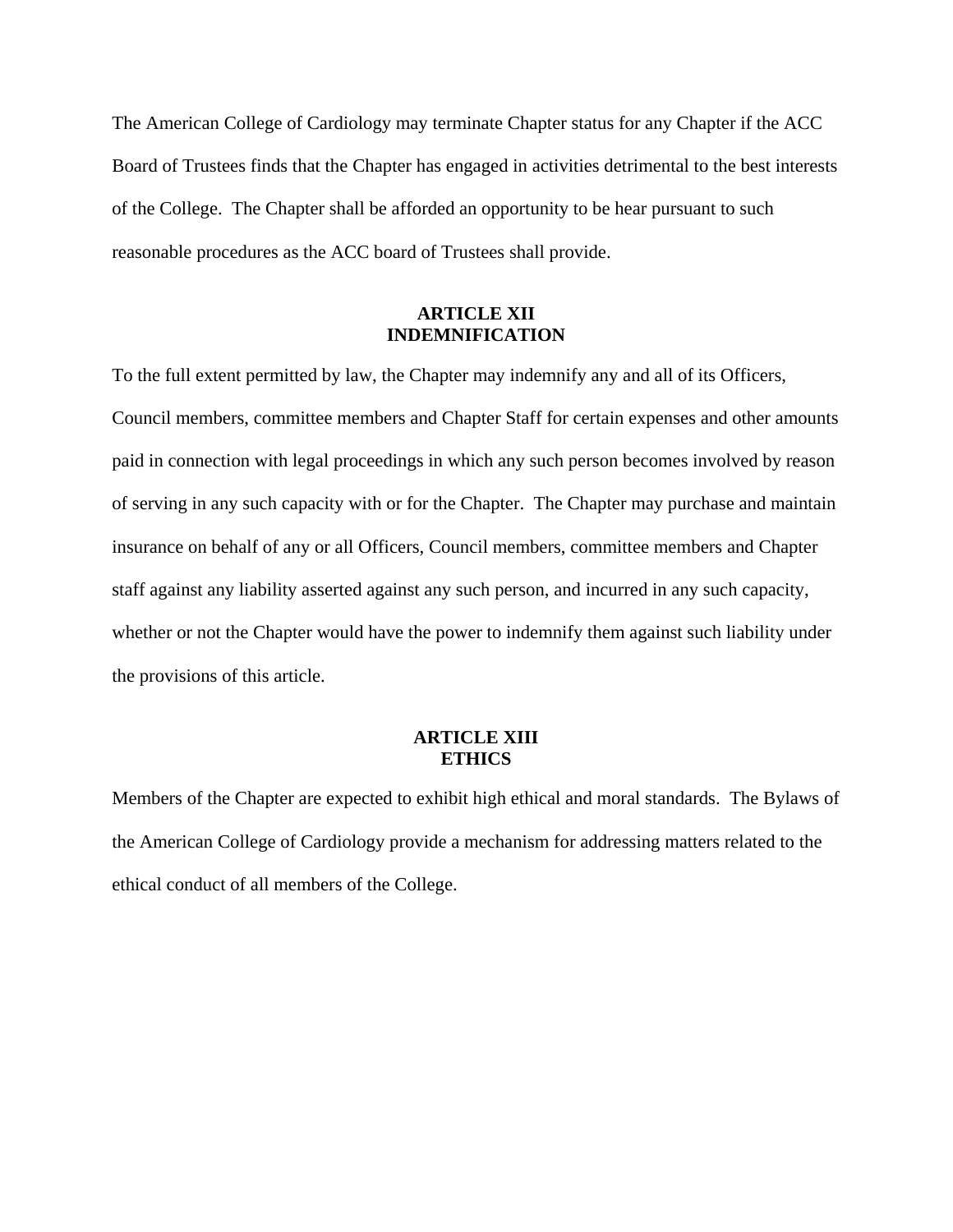The American College of Cardiology may terminate Chapter status for any Chapter if the ACC Board of Trustees finds that the Chapter has engaged in activities detrimental to the best interests of the College. The Chapter shall be afforded an opportunity to be hear pursuant to such reasonable procedures as the ACC board of Trustees shall provide.

## ARTICLE XII
## INDEMNIFICATION

To the full extent permitted by law, the Chapter may indemnify any and all of its Officers, Council members, committee members and Chapter Staff for certain expenses and other amounts paid in connection with legal proceedings in which any such person becomes involved by reason of serving in any such capacity with or for the Chapter. The Chapter may purchase and maintain insurance on behalf of any or all Officers, Council members, committee members and Chapter staff against any liability asserted against any such person, and incurred in any such capacity, whether or not the Chapter would have the power to indemnify them against such liability under the provisions of this article.

## ARTICLE XIII
## ETHICS

Members of the Chapter are expected to exhibit high ethical and moral standards. The Bylaws of the American College of Cardiology provide a mechanism for addressing matters related to the ethical conduct of all members of the College.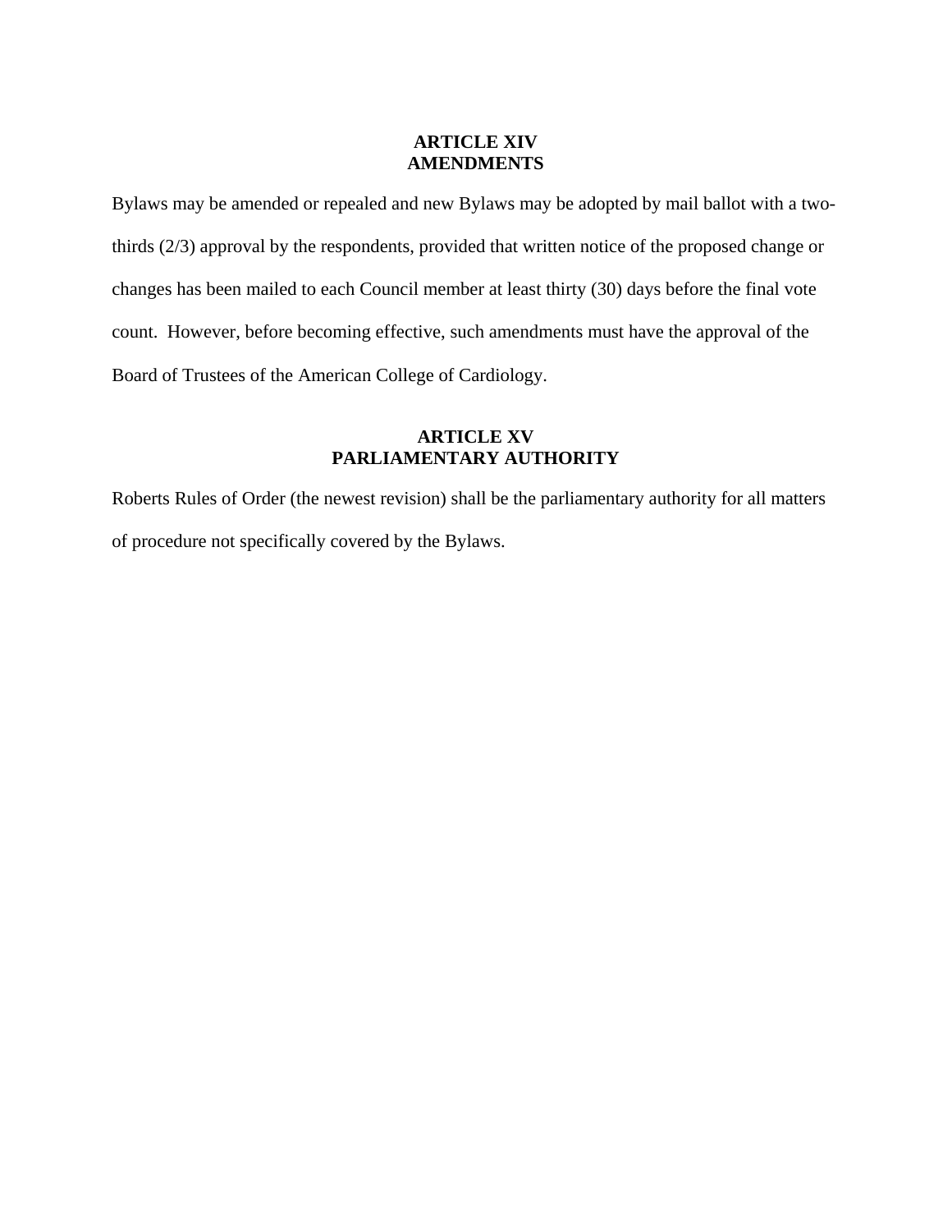## ARTICLE XIV
## AMENDMENTS

Bylaws may be amended or repealed and new Bylaws may be adopted by mail ballot with a two-thirds (2/3) approval by the respondents, provided that written notice of the proposed change or changes has been mailed to each Council member at least thirty (30) days before the final vote count. However, before becoming effective, such amendments must have the approval of the Board of Trustees of the American College of Cardiology.

## ARTICLE XV
## PARLIAMENTARY AUTHORITY

Roberts Rules of Order (the newest revision) shall be the parliamentary authority for all matters of procedure not specifically covered by the Bylaws.